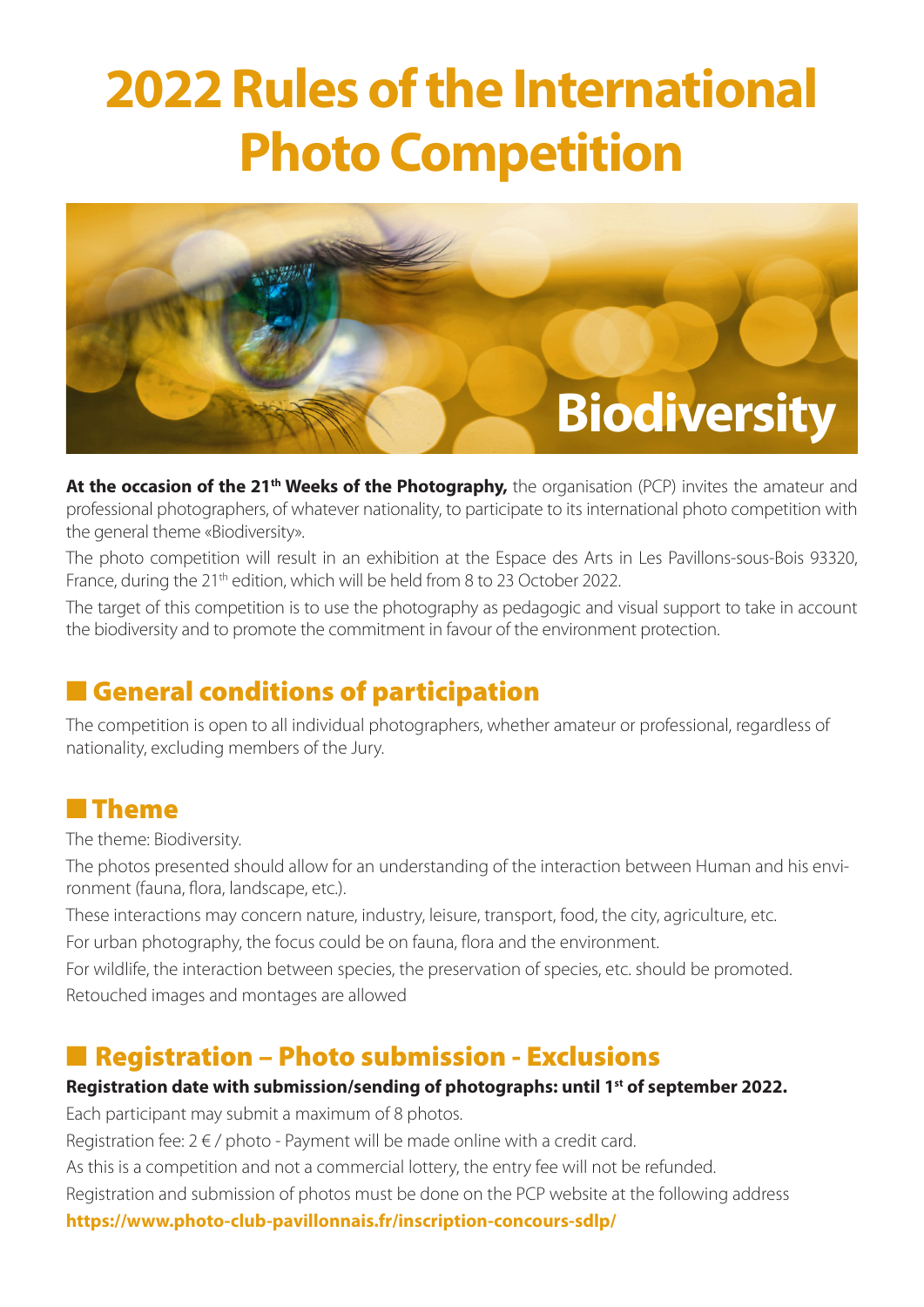# 2022 Rules of the International Photo Competition

Biodiversity

**At the occasion of the 21th Weeks of the Photography,** the organisation (PCP) invites the amateur and professional photographers, of whatever nationality, to participate to its international photo competition with the general theme «Biodiversity».

The photo competition will result in an exhibition at the Espace des Arts in Les Pavillons-sous-Bois 93320, France, during the 21th edition, which will be held from 8 to 23 October 2022.

The target of this competition is to use the photography as pedagogic and visual support to take in account the biodiversity and to promote the commitment in favour of the environment protection.

## General conditions of participation

The competition is open to all individual photographers, whether amateur or professional, regardless of nationality, excluding members of the Jury.

## Theme

The theme: Biodiversity.

The photos presented should allow for an understanding of the interaction between Human and his environment (fauna, flora, landscape, etc.).

These interactions may concern nature, industry, leisure, transport, food, the city, agriculture, etc.

For urban photography, the focus could be on fauna, flora and the environment.

For wildlife, the interaction between species, the preservation of species, etc. should be promoted.

Retouched images and montages are allowed

## Registration – Photo submission - Exclusions

**Registration date with submission/sending of photographs: until 1st of september 2022.**

Each participant may submit a maximum of 8 photos.

Registration fee: 2 € / photo - Payment will be made online with a credit card.

As this is a competition and not a commercial lottery, the entry fee will not be refunded.

Registration and submission of photos must be done on the PCP website at the following address

**https://www.photo-club-pavillonnais.fr/inscription-concours-sdlp/**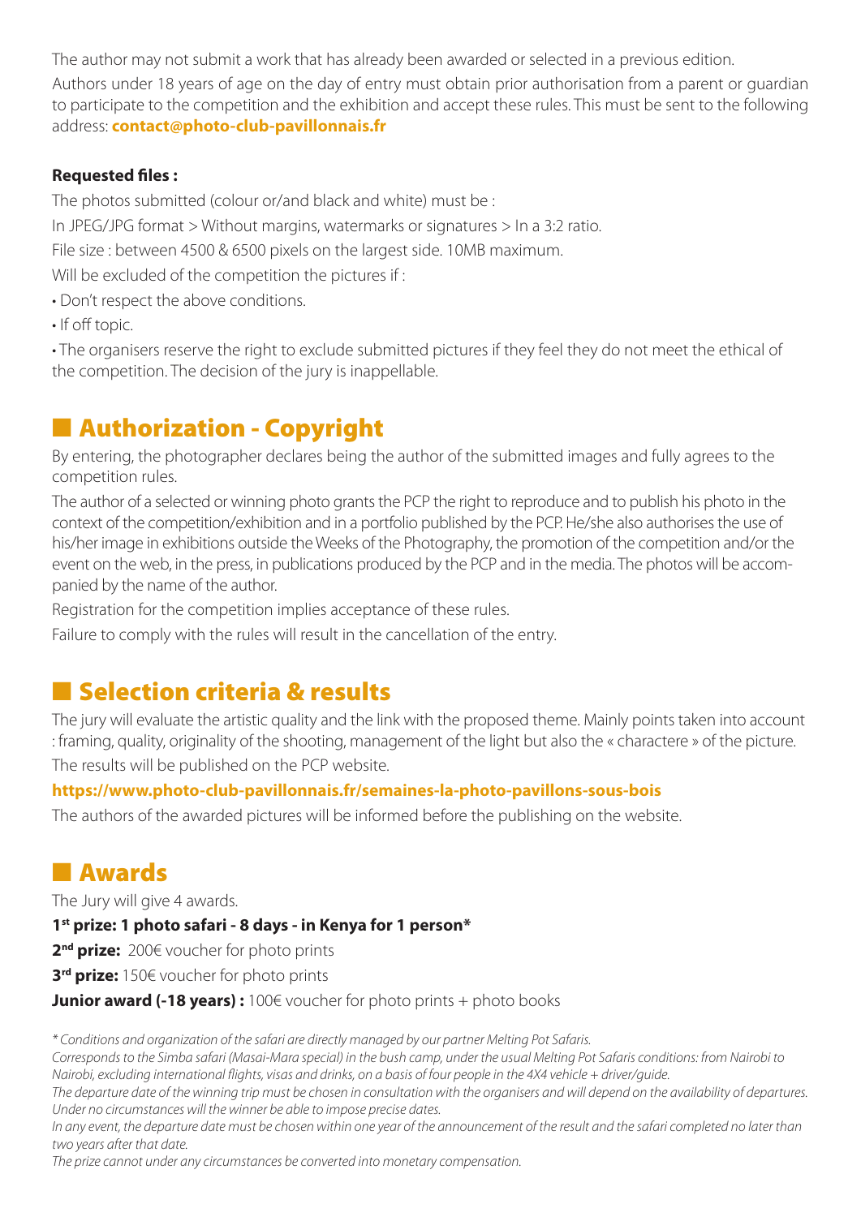The author may not submit a work that has already been awarded or selected in a previous edition.

Authors under 18 years of age on the day of entry must obtain prior authorisation from a parent or guardian to participate to the competition and the exhibition and accept these rules. This must be sent to the following address: **contact@photo-club-pavillonnais.fr**

**Requested files :**

The photos submitted (colour or/and black and white) must be :

In JPEG/JPG format > Without margins, watermarks or signatures > In a 3:2 ratio.

File size : between 4500 & 6500 pixels on the largest side. 10MB maximum.

Will be excluded of the competition the pictures if :

- Don't respect the above conditions.
- If off topic.
- The organisers reserve the right to exclude submitted pictures if they feel they do not meet the ethical of the competition. The decision of the jury is inappellable.

## Authorization - Copyright

By entering, the photographer declares being the author of the submitted images and fully agrees to the competition rules.

The author of a selected or winning photo grants the PCP the right to reproduce and to publish his photo in the context of the competition/exhibition and in a portfolio published by the PCP. He/she also authorises the use of his/her image in exhibitions outside the Weeks of the Photography, the promotion of the competition and/or the event on the web, in the press, in publications produced by the PCP and in the media. The photos will be accompanied by the name of the author.

Registration for the competition implies acceptance of these rules.

Failure to comply with the rules will result in the cancellation of the entry.

## Selection criteria & results

The jury will evaluate the artistic quality and the link with the proposed theme. Mainly points taken into account : framing, quality, originality of the shooting, management of the light but also the « charactere » of the picture.

The results will be published on the PCP website.

**https://www.photo-club-pavillonnais.fr/semaines-la-photo-pavillons-sous-bois**

The authors of the awarded pictures will be informed before the publishing on the website.

## Awards

The Jury will give 4 awards.

**1st prize: 1 photo safari - 8 days - in Kenya for 1 person***

**2nd prize:** 200€ voucher for photo prints

**3rd prize:** 150€ voucher for photo prints

**Junior award (-18 years) :** 100€ voucher for photo prints + photo books

*\* Conditions and organization of the safari are directly managed by our partner Melting Pot Safaris.*

*Corresponds to the Simba safari (Masai-Mara special) in the bush camp, under the usual Melting Pot Safaris conditions: from Nairobi to Nairobi, excluding international flights, visas and drinks, on a basis of four people in the 4X4 vehicle + driver/guide.*

*The departure date of the winning trip must be chosen in consultation with the organisers and will depend on the availability of departures. Under no circumstances will the winner be able to impose precise dates.*

*In any event, the departure date must be chosen within one year of the announcement of the result and the safari completed no later than two years after that date.*

*The prize cannot under any circumstances be converted into monetary compensation.*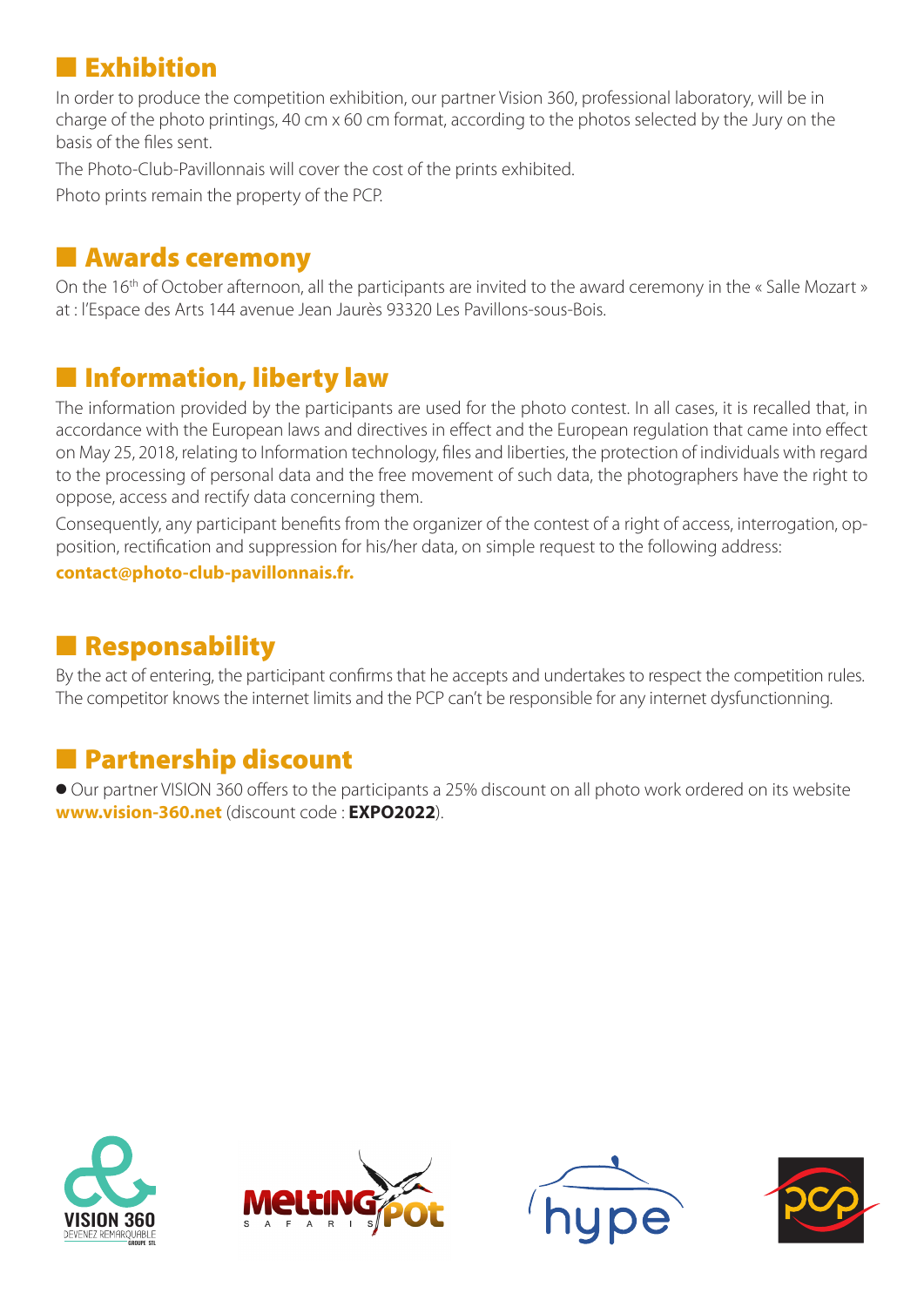## Exhibition

In order to produce the competition exhibition, our partner Vision 360, professional laboratory, will be in charge of the photo printings, 40 cm x 60 cm format, according to the photos selected by the Jury on the basis of the files sent.

The Photo-Club-Pavillonnais will cover the cost of the prints exhibited.

Photo prints remain the property of the PCP.

## Awards ceremony

On the 16th of October afternoon, all the participants are invited to the award ceremony in the « Salle Mozart » at : l'Espace des Arts 144 avenue Jean Jaurès 93320 Les Pavillons-sous-Bois.

## Information, liberty law

The information provided by the participants are used for the photo contest. In all cases, it is recalled that, in accordance with the European laws and directives in effect and the European regulation that came into effect on May 25, 2018, relating to Information technology, files and liberties, the protection of individuals with regard to the processing of personal data and the free movement of such data, the photographers have the right to oppose, access and rectify data concerning them.

Consequently, any participant benefits from the organizer of the contest of a right of access, interrogation, opposition, rectification and suppression for his/her data, on simple request to the following address:

**contact@photo-club-pavillonnais.fr.**

## Responsability

By the act of entering, the participant confirms that he accepts and undertakes to respect the competition rules. The competitor knows the internet limits and the PCP can't be responsible for any internet dysfunctionning.

## Partnership discount

- Our partner VISION 360 offers to the participants a 25% discount on all photo work ordered on its website **www.vision-360.net** (discount code : **EXPO2022**).